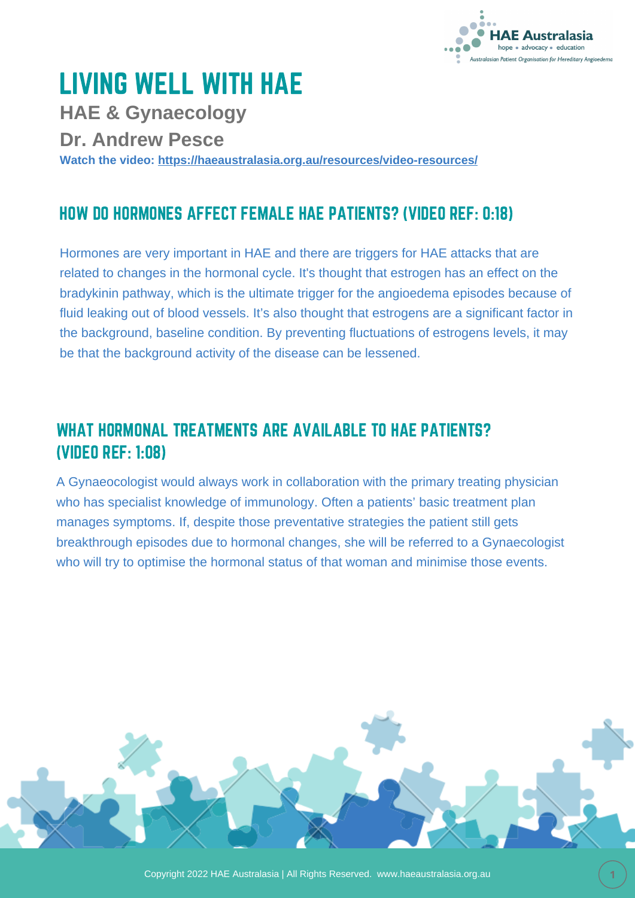# LIVING WELL WITH HAE

## HAE & Gynaecology

## Dr. Andrew Pesce

**Watch the video: https://haeaustralasia.org.au/resources/video-resources/**

### HOW DO HORMONES AFFECT FEMALE HAE PATIENTS? (VIDEO REF: 0:18)

Hormones are very important in HAE and there are triggers for HAE attacks that are related to changes in the hormonal cycle. It's thought that estrogen has an effect on the bradykinin pathway, which is the ultimate trigger for the angioedema episodes because of fluid leaking out of blood vessels. It's also thought that estrogens are a significant factor in the background, baseline condition. By preventing fluctuations of estrogens levels, it may be that the background activity of the disease can be lessened.

### WHAT HORMONAL TREATMENTS ARE AVAILABLE TO HAE PATIENTS? (VIDEO REF: 1:08)

A Gynaeocologist would always work in collaboration with the primary treating physician who has specialist knowledge of immunology. Often a patients' basic treatment plan manages symptoms. If, despite those preventative strategies the patient still gets breakthrough episodes due to hormonal changes, she will be referred to a Gynaecologist who will try to optimise the hormonal status of that woman and minimise those events.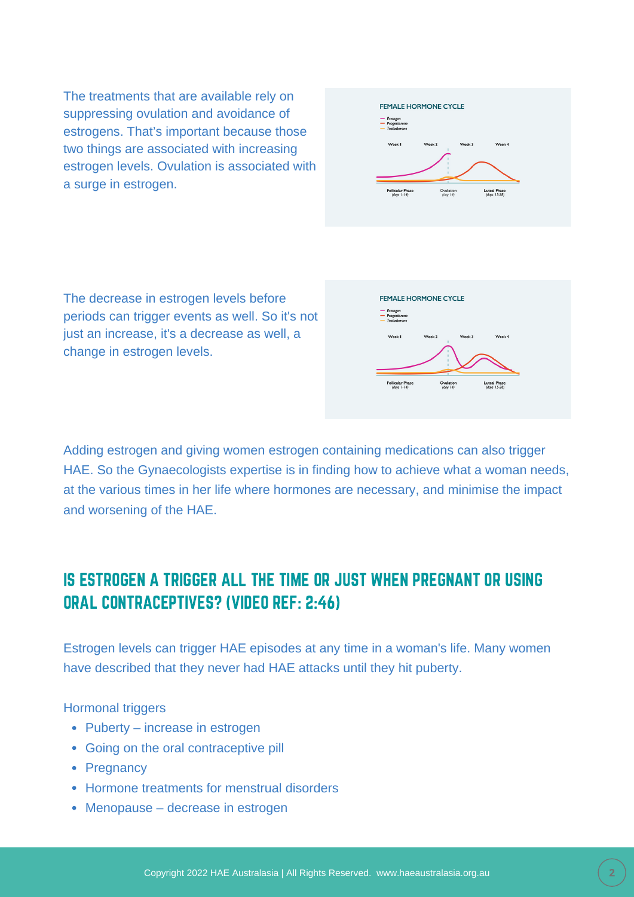The treatments that are available rely on suppressing ovulation and avoidance of estrogens. That's important because those two things are associated with increasing estrogen levels. Ovulation is associated with a surge in estrogen.

FEMALE HORMONE CYCLE

Estrogen
Progesterone
Testosterone

Week 1
Week 2
Week 3
Week 4

Follicular Phase (days 1-14)
Ovulation (day 14)
Luteal Phase (days 15-28)

The decrease in estrogen levels before periods can trigger events as well. So it's not just an increase, it's a decrease as well, a change in estrogen levels.

FEMALE HORMONE CYCLE

Estrogen
Progesterone
Testosterone

Week 1
Week 2
Week 3
Week 4

Follicular Phase (days 1-14)
Ovulation (day 14)
Luteal Phase (days 15-28)

Adding estrogen and giving women estrogen containing medications can also trigger HAE. So the Gynaecologists expertise is in finding how to achieve what a woman needs, at the various times in her life where hormones are necessary, and minimise the impact and worsening of the HAE.

## IS ESTROGEN A TRIGGER ALL THE TIME OR JUST WHEN PREGNANT OR USING ORAL CONTRACEPTIVES? (VIDEO REF: 2:46)

Estrogen levels can trigger HAE episodes at any time in a woman's life. Many women have described that they never had HAE attacks until they hit puberty.

Hormonal triggers

- Puberty – increase in estrogen
- Going on the oral contraceptive pill
- Pregnancy
- Hormone treatments for menstrual disorders
- Menopause – decrease in estrogen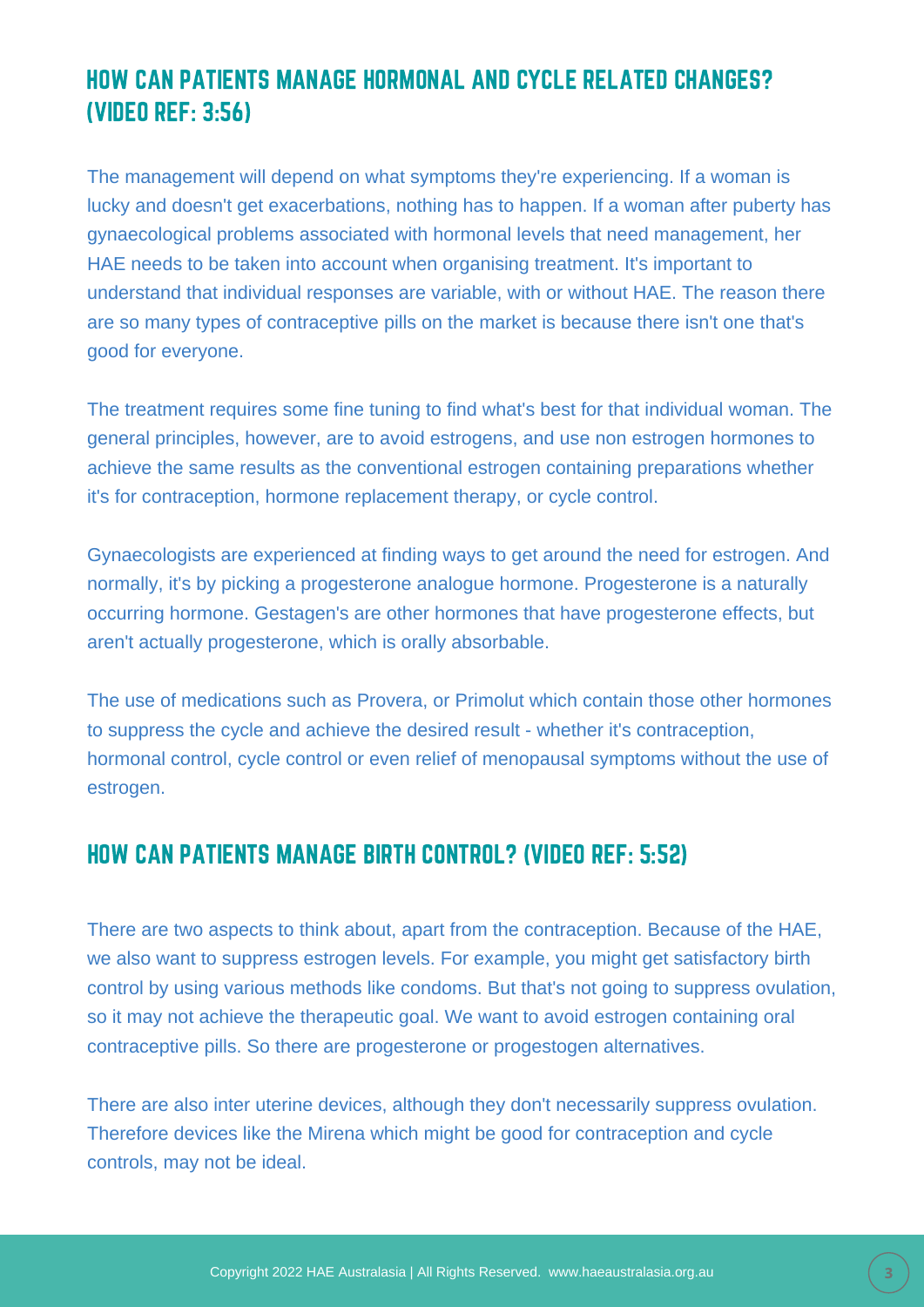## HOW CAN PATIENTS MANAGE HORMONAL AND CYCLE RELATED CHANGES? (VIDEO REF: 3:56)

The management will depend on what symptoms they're experiencing. If a woman is lucky and doesn't get exacerbations, nothing has to happen. If a woman after puberty has gynaecological problems associated with hormonal levels that need management, her HAE needs to be taken into account when organising treatment. It's important to understand that individual responses are variable, with or without HAE. The reason there are so many types of contraceptive pills on the market is because there isn't one that's good for everyone.

The treatment requires some fine tuning to find what's best for that individual woman. The general principles, however, are to avoid estrogens, and use non estrogen hormones to achieve the same results as the conventional estrogen containing preparations whether it's for contraception, hormone replacement therapy, or cycle control.

Gynaecologists are experienced at finding ways to get around the need for estrogen. And normally, it's by picking a progesterone analogue hormone. Progesterone is a naturally occurring hormone. Gestagen's are other hormones that have progesterone effects, but aren't actually progesterone, which is orally absorbable.

The use of medications such as Provera, or Primolut which contain those other hormones to suppress the cycle and achieve the desired result - whether it's contraception, hormonal control, cycle control or even relief of menopausal symptoms without the use of estrogen.

## HOW CAN PATIENTS MANAGE BIRTH CONTROL? (VIDEO REF: 5:52)

There are two aspects to think about, apart from the contraception. Because of the HAE, we also want to suppress estrogen levels. For example, you might get satisfactory birth control by using various methods like condoms. But that's not going to suppress ovulation, so it may not achieve the therapeutic goal. We want to avoid estrogen containing oral contraceptive pills. So there are progesterone or progestogen alternatives.

There are also inter uterine devices, although they don't necessarily suppress ovulation. Therefore devices like the Mirena which might be good for contraception and cycle controls, may not be ideal.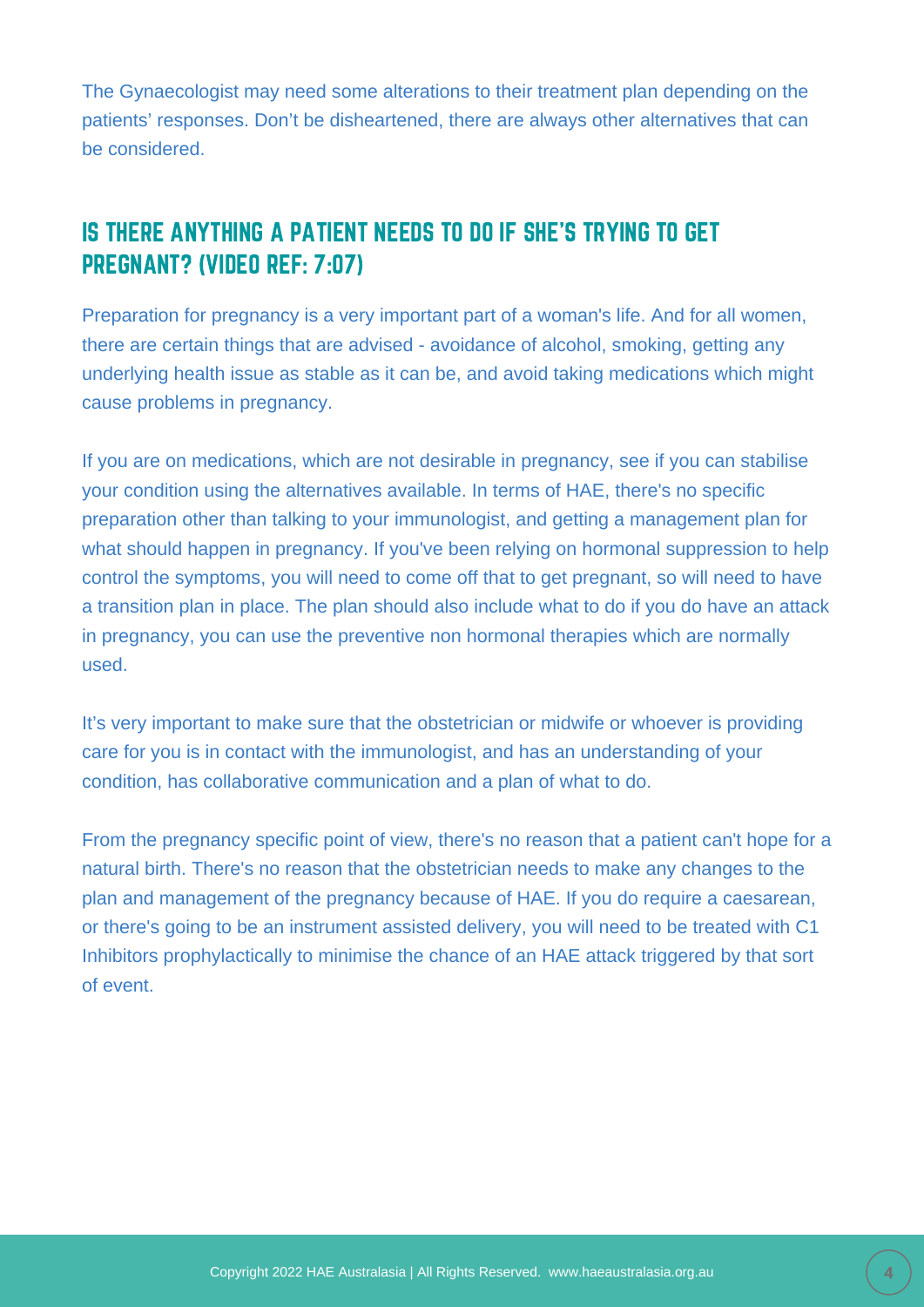The Gynaecologist may need some alterations to their treatment plan depending on the patients' responses. Don't be disheartened, there are always other alternatives that can be considered.

## IS THERE ANYTHING A PATIENT NEEDS TO DO IF SHE'S TRYING TO GET PREGNANT? (VIDEO REF: 7:07)

Preparation for pregnancy is a very important part of a woman's life. And for all women, there are certain things that are advised - avoidance of alcohol, smoking, getting any underlying health issue as stable as it can be, and avoid taking medications which might cause problems in pregnancy.

If you are on medications, which are not desirable in pregnancy, see if you can stabilise your condition using the alternatives available. In terms of HAE, there's no specific preparation other than talking to your immunologist, and getting a management plan for what should happen in pregnancy. If you've been relying on hormonal suppression to help control the symptoms, you will need to come off that to get pregnant, so will need to have a transition plan in place. The plan should also include what to do if you do have an attack in pregnancy, you can use the preventive non hormonal therapies which are normally used.

It's very important to make sure that the obstetrician or midwife or whoever is providing care for you is in contact with the immunologist, and has an understanding of your condition, has collaborative communication and a plan of what to do.

From the pregnancy specific point of view, there's no reason that a patient can't hope for a natural birth. There's no reason that the obstetrician needs to make any changes to the plan and management of the pregnancy because of HAE. If you do require a caesarean, or there's going to be an instrument assisted delivery, you will need to be treated with C1 Inhibitors prophylactically to minimise the chance of an HAE attack triggered by that sort of event.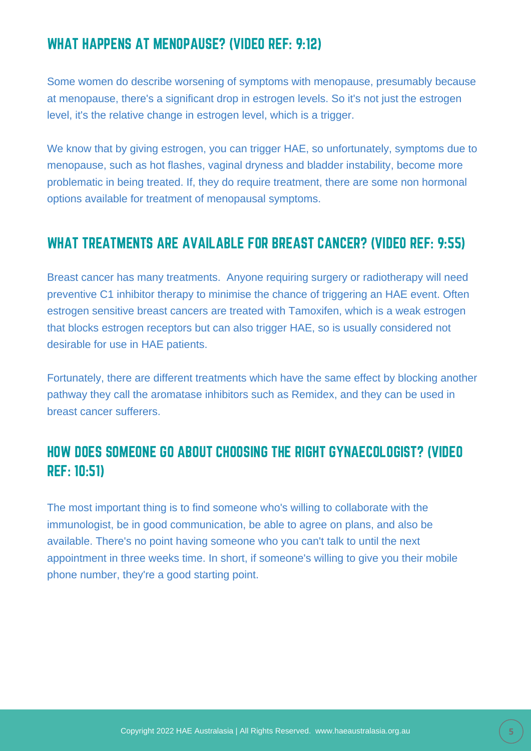## WHAT HAPPENS AT MENOPAUSE? (VIDEO REF: 9:12)

Some women do describe worsening of symptoms with menopause, presumably because at menopause, there's a significant drop in estrogen levels. So it's not just the estrogen level, it's the relative change in estrogen level, which is a trigger.

We know that by giving estrogen, you can trigger HAE, so unfortunately, symptoms due to menopause, such as hot flashes, vaginal dryness and bladder instability, become more problematic in being treated. If, they do require treatment, there are some non hormonal options available for treatment of menopausal symptoms.

## WHAT TREATMENTS ARE AVAILABLE FOR BREAST CANCER? (VIDEO REF: 9:55)

Breast cancer has many treatments.  Anyone requiring surgery or radiotherapy will need preventive C1 inhibitor therapy to minimise the chance of triggering an HAE event. Often estrogen sensitive breast cancers are treated with Tamoxifen, which is a weak estrogen that blocks estrogen receptors but can also trigger HAE, so is usually considered not desirable for use in HAE patients.

Fortunately, there are different treatments which have the same effect by blocking another pathway they call the aromatase inhibitors such as Remidex, and they can be used in breast cancer sufferers.

## HOW DOES SOMEONE GO ABOUT CHOOSING THE RIGHT GYNAECOLOGIST? (VIDEO REF: 10:51)

The most important thing is to find someone who's willing to collaborate with the immunologist, be in good communication, be able to agree on plans, and also be available. There's no point having someone who you can't talk to until the next appointment in three weeks time. In short, if someone's willing to give you their mobile phone number, they're a good starting point.